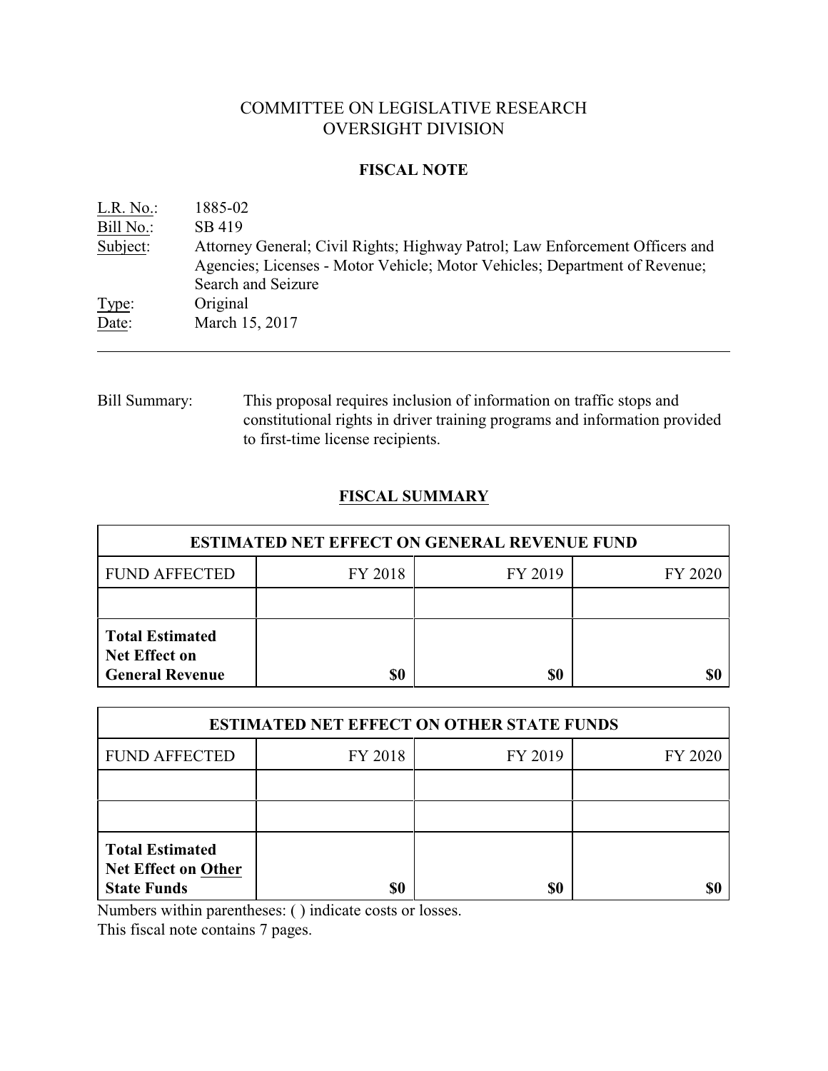# COMMITTEE ON LEGISLATIVE RESEARCH
# OVERSIGHT DIVISION

## FISCAL NOTE

L.R. No.: 1885-02
Bill No.: SB 419
Subject: Attorney General; Civil Rights; Highway Patrol; Law Enforcement Officers and Agencies; Licenses - Motor Vehicle; Motor Vehicles; Department of Revenue; Search and Seizure
Type: Original
Date: March 15, 2017

---

Bill Summary: This proposal requires inclusion of information on traffic stops and constitutional rights in driver training programs and information provided to first-time license recipients.

## FISCAL SUMMARY

| ESTIMATED NET EFFECT ON GENERAL REVENUE FUND | | | |
|---|---|---|---|
| FUND AFFECTED | FY 2018 | FY 2019 | FY 2020 |
| | | | |
| **Total Estimated Net Effect on General Revenue** | **$0** | **$0** | **$0** |

| ESTIMATED NET EFFECT ON OTHER STATE FUNDS | | | |
|---|---|---|---|
| FUND AFFECTED | FY 2018 | FY 2019 | FY 2020 |
| | | | |
| | | | |
| **Total Estimated Net Effect on Other State Funds** | **$0** | **$0** | **$0** |

Numbers within parentheses: ( ) indicate costs or losses.
This fiscal note contains 7 pages.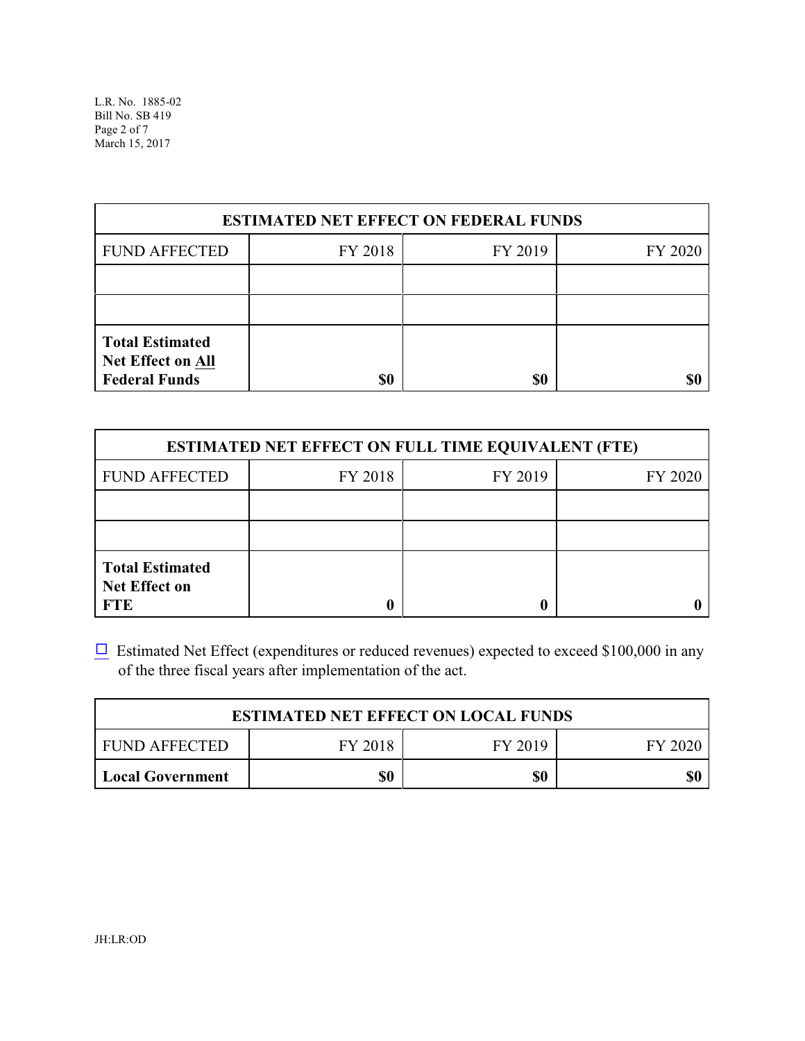| ESTIMATED NET EFFECT ON FEDERAL FUNDS | | | |
|---|---|---|---|
| FUND AFFECTED | FY 2018 | FY 2019 | FY 2020 |
| | | | |
| | | | |
| **Total Estimated Net Effect on All Federal Funds** | **$0** | **$0** | **$0** |

| ESTIMATED NET EFFECT ON FULL TIME EQUIVALENT (FTE) | | | |
|---|---|---|---|
| FUND AFFECTED | FY 2018 | FY 2019 | FY 2020 |
| | | | |
| | | | |
| **Total Estimated Net Effect on FTE** | **0** | **0** | **0** |

☐ Estimated Net Effect (expenditures or reduced revenues) expected to exceed $100,000 in any of the three fiscal years after implementation of the act.

| ESTIMATED NET EFFECT ON LOCAL FUNDS | | | |
|---|---|---|---|
| FUND AFFECTED | FY 2018 | FY 2019 | FY 2020 |
| **Local Government** | **$0** | **$0** | **$0** |

JH:LR:OD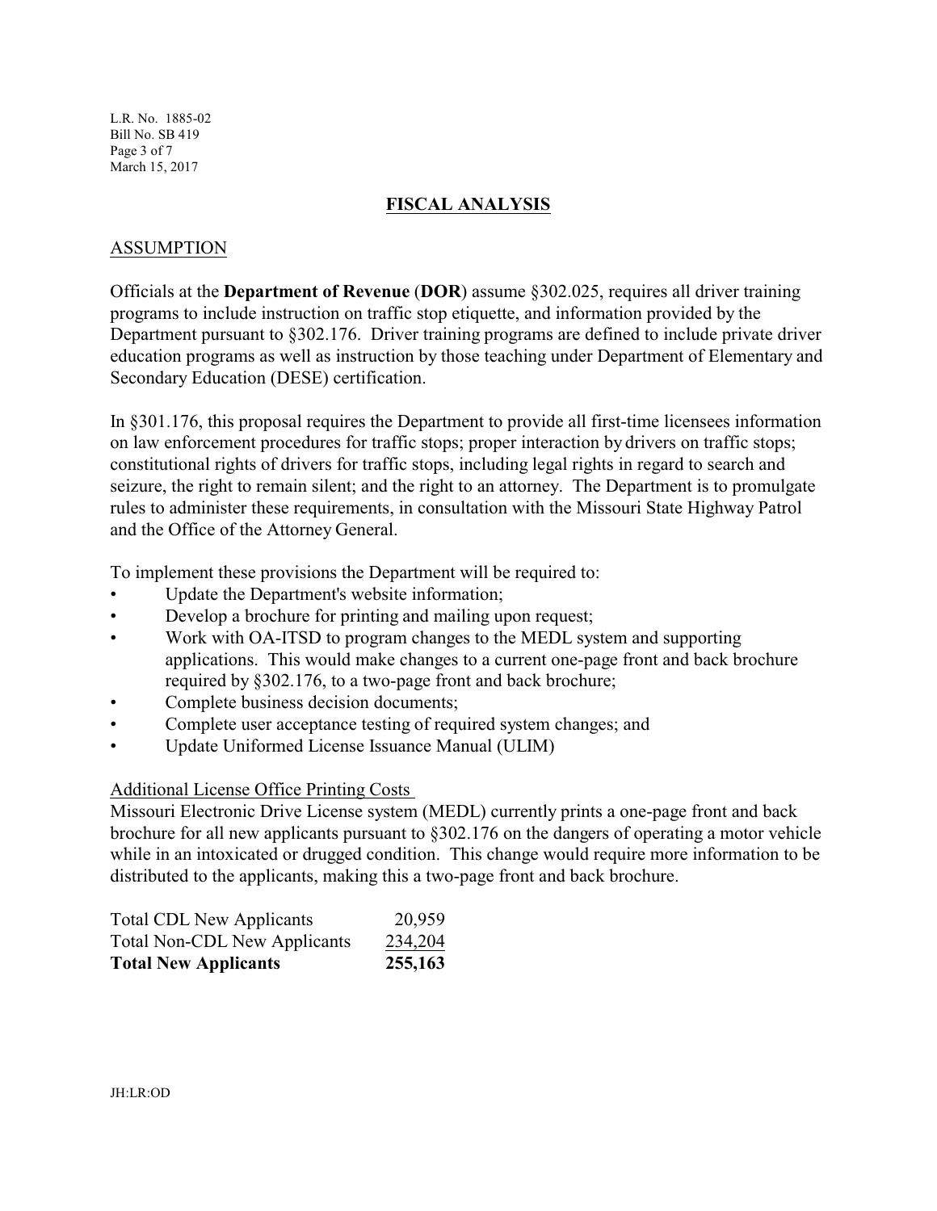## FISCAL ANALYSIS

### ASSUMPTION

Officials at the **Department of Revenue** (**DOR**) assume §302.025, requires all driver training programs to include instruction on traffic stop etiquette, and information provided by the Department pursuant to §302.176. Driver training programs are defined to include private driver education programs as well as instruction by those teaching under Department of Elementary and Secondary Education (DESE) certification.

In §301.176, this proposal requires the Department to provide all first-time licensees information on law enforcement procedures for traffic stops; proper interaction by drivers on traffic stops; constitutional rights of drivers for traffic stops, including legal rights in regard to search and seizure, the right to remain silent; and the right to an attorney. The Department is to promulgate rules to administer these requirements, in consultation with the Missouri State Highway Patrol and the Office of the Attorney General.

To implement these provisions the Department will be required to:

- Update the Department's website information;
- Develop a brochure for printing and mailing upon request;
- Work with OA-ITSD to program changes to the MEDL system and supporting applications. This would make changes to a current one-page front and back brochure required by §302.176, to a two-page front and back brochure;
- Complete business decision documents;
- Complete user acceptance testing of required system changes; and
- Update Uniformed License Issuance Manual (ULIM)

Additional License Office Printing Costs

Missouri Electronic Drive License system (MEDL) currently prints a one-page front and back brochure for all new applicants pursuant to §302.176 on the dangers of operating a motor vehicle while in an intoxicated or drugged condition. This change would require more information to be distributed to the applicants, making this a two-page front and back brochure.

| | |
|---|---:|
| Total CDL New Applicants | 20,959 |
| Total Non-CDL New Applicants | 234,204 |
| **Total New Applicants** | **255,163** |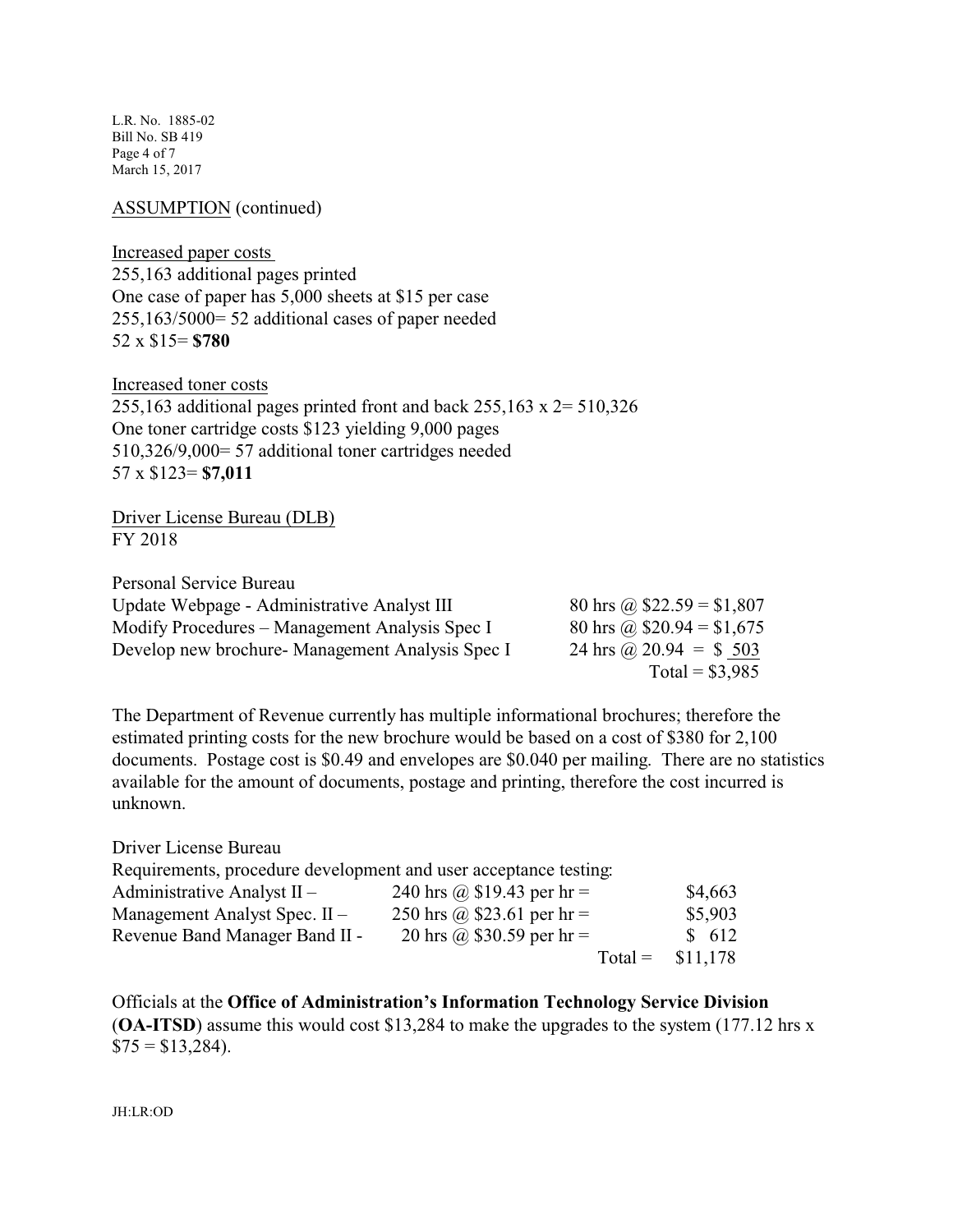ASSUMPTION (continued)

Increased paper costs
255,163 additional pages printed
One case of paper has 5,000 sheets at $15 per case
255,163/5000= 52 additional cases of paper needed
52 x $15= **$780**

Increased toner costs
255,163 additional pages printed front and back 255,163 x 2= 510,326
One toner cartridge costs $123 yielding 9,000 pages
510,326/9,000= 57 additional toner cartridges needed
57 x $123= **$7,011**

Driver License Bureau (DLB)
FY 2018

Personal Service Bureau

| | |
|---|---|
| Update Webpage - Administrative Analyst III | 80 hrs @ $22.59 = $1,807 |
| Modify Procedures – Management Analysis Spec I | 80 hrs @ $20.94 = $1,675 |
| Develop new brochure- Management Analysis Spec I | 24 hrs @ 20.94 = $ 503 |
| | Total = $3,985 |

The Department of Revenue currently has multiple informational brochures; therefore the estimated printing costs for the new brochure would be based on a cost of $380 for 2,100 documents. Postage cost is $0.49 and envelopes are $0.040 per mailing. There are no statistics available for the amount of documents, postage and printing, therefore the cost incurred is unknown.

Driver License Bureau
Requirements, procedure development and user acceptance testing:

| | | |
|---|---|---|
| Administrative Analyst II – | 240 hrs @ $19.43 per hr = | $4,663 |
| Management Analyst Spec. II – | 250 hrs @ $23.61 per hr = | $5,903 |
| Revenue Band Manager Band II - | 20 hrs @ $30.59 per hr = | $ 612 |
| | Total = | $11,178 |

Officials at the **Office of Administration's Information Technology Service Division** (**OA-ITSD**) assume this would cost $13,284 to make the upgrades to the system (177.12 hrs x $75 = $13,284).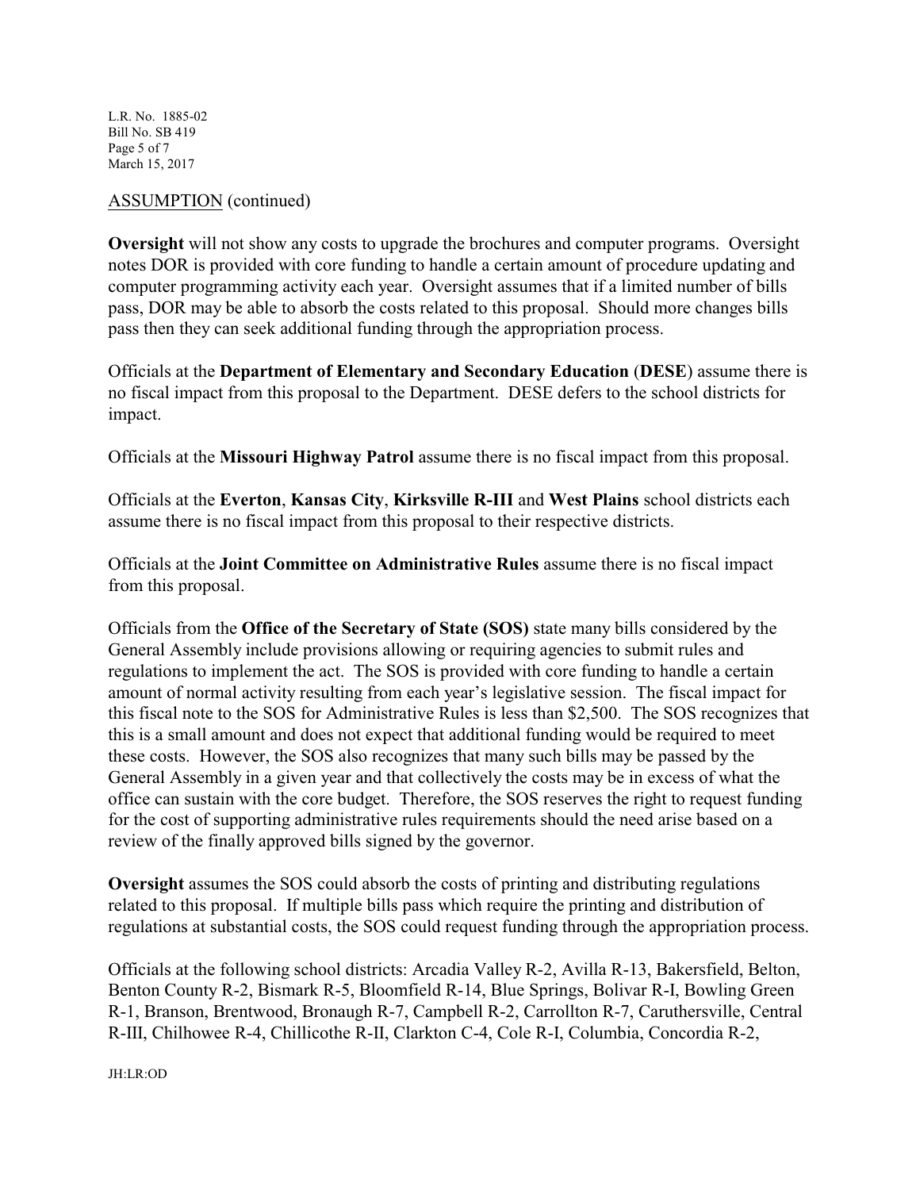ASSUMPTION (continued)

**Oversight** will not show any costs to upgrade the brochures and computer programs. Oversight notes DOR is provided with core funding to handle a certain amount of procedure updating and computer programming activity each year. Oversight assumes that if a limited number of bills pass, DOR may be able to absorb the costs related to this proposal. Should more changes bills pass then they can seek additional funding through the appropriation process.

Officials at the **Department of Elementary and Secondary Education** (**DESE**) assume there is no fiscal impact from this proposal to the Department. DESE defers to the school districts for impact.

Officials at the **Missouri Highway Patrol** assume there is no fiscal impact from this proposal.

Officials at the **Everton**, **Kansas City**, **Kirksville R-III** and **West Plains** school districts each assume there is no fiscal impact from this proposal to their respective districts.

Officials at the **Joint Committee on Administrative Rules** assume there is no fiscal impact from this proposal.

Officials from the **Office of the Secretary of State (SOS)** state many bills considered by the General Assembly include provisions allowing or requiring agencies to submit rules and regulations to implement the act. The SOS is provided with core funding to handle a certain amount of normal activity resulting from each year's legislative session. The fiscal impact for this fiscal note to the SOS for Administrative Rules is less than $2,500. The SOS recognizes that this is a small amount and does not expect that additional funding would be required to meet these costs. However, the SOS also recognizes that many such bills may be passed by the General Assembly in a given year and that collectively the costs may be in excess of what the office can sustain with the core budget. Therefore, the SOS reserves the right to request funding for the cost of supporting administrative rules requirements should the need arise based on a review of the finally approved bills signed by the governor.

**Oversight** assumes the SOS could absorb the costs of printing and distributing regulations related to this proposal. If multiple bills pass which require the printing and distribution of regulations at substantial costs, the SOS could request funding through the appropriation process.

Officials at the following school districts: Arcadia Valley R-2, Avilla R-13, Bakersfield, Belton, Benton County R-2, Bismark R-5, Bloomfield R-14, Blue Springs, Bolivar R-I, Bowling Green R-1, Branson, Brentwood, Bronaugh R-7, Campbell R-2, Carrollton R-7, Caruthersville, Central R-III, Chilhowee R-4, Chillicothe R-II, Clarkton C-4, Cole R-I, Columbia, Concordia R-2,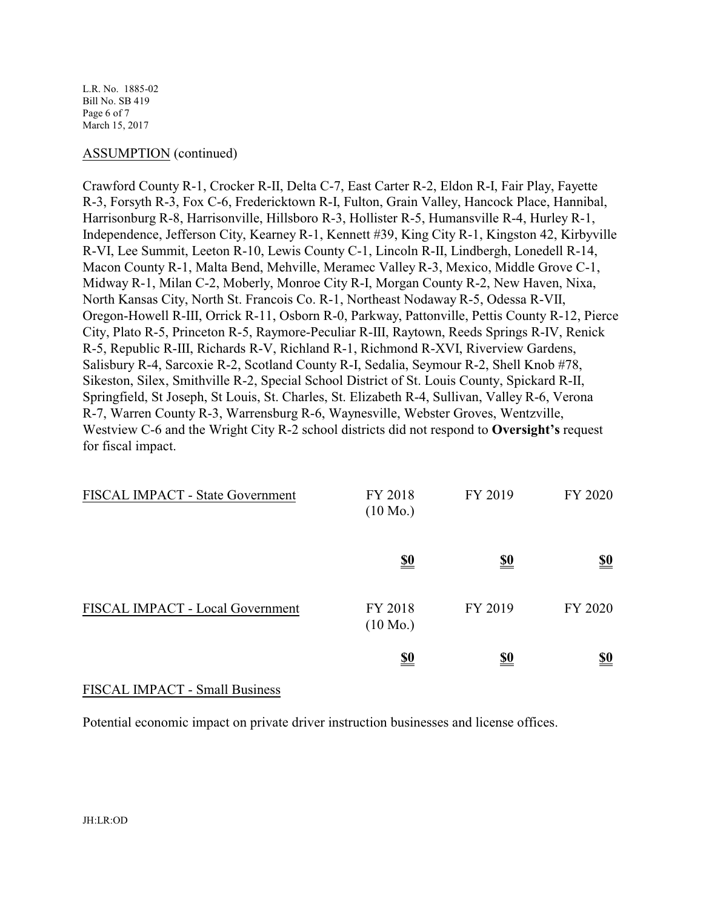ASSUMPTION (continued)

Crawford County R-1, Crocker R-II, Delta C-7, East Carter R-2, Eldon R-I, Fair Play, Fayette R-3, Forsyth R-3, Fox C-6, Fredericktown R-I, Fulton, Grain Valley, Hancock Place, Hannibal, Harrisonburg R-8, Harrisonville, Hillsboro R-3, Hollister R-5, Humansville R-4, Hurley R-1, Independence, Jefferson City, Kearney R-1, Kennett #39, King City R-1, Kingston 42, Kirbyville R-VI, Lee Summit, Leeton R-10, Lewis County C-1, Lincoln R-II, Lindbergh, Lonedell R-14, Macon County R-1, Malta Bend, Mehville, Meramec Valley R-3, Mexico, Middle Grove C-1, Midway R-1, Milan C-2, Moberly, Monroe City R-I, Morgan County R-2, New Haven, Nixa, North Kansas City, North St. Francois Co. R-1, Northeast Nodaway R-5, Odessa R-VII, Oregon-Howell R-III, Orrick R-11, Osborn R-0, Parkway, Pattonville, Pettis County R-12, Pierce City, Plato R-5, Princeton R-5, Raymore-Peculiar R-III, Raytown, Reeds Springs R-IV, Renick R-5, Republic R-III, Richards R-V, Richland R-1, Richmond R-XVI, Riverview Gardens, Salisbury R-4, Sarcoxie R-2, Scotland County R-I, Sedalia, Seymour R-2, Shell Knob #78, Sikeston, Silex, Smithville R-2, Special School District of St. Louis County, Spickard R-II, Springfield, St Joseph, St Louis, St. Charles, St. Elizabeth R-4, Sullivan, Valley R-6, Verona R-7, Warren County R-3, Warrensburg R-6, Waynesville, Webster Groves, Wentzville, Westview C-6 and the Wright City R-2 school districts did not respond to **Oversight's** request for fiscal impact.

| FISCAL IMPACT - State Government | FY 2018 (10 Mo.) | FY 2019 | FY 2020 |
|---|---|---|---|
| | **$0** | **$0** | **$0** |

| FISCAL IMPACT - Local Government | FY 2018 (10 Mo.) | FY 2019 | FY 2020 |
|---|---|---|---|
| | **$0** | **$0** | **$0** |

FISCAL IMPACT - Small Business

Potential economic impact on private driver instruction businesses and license offices.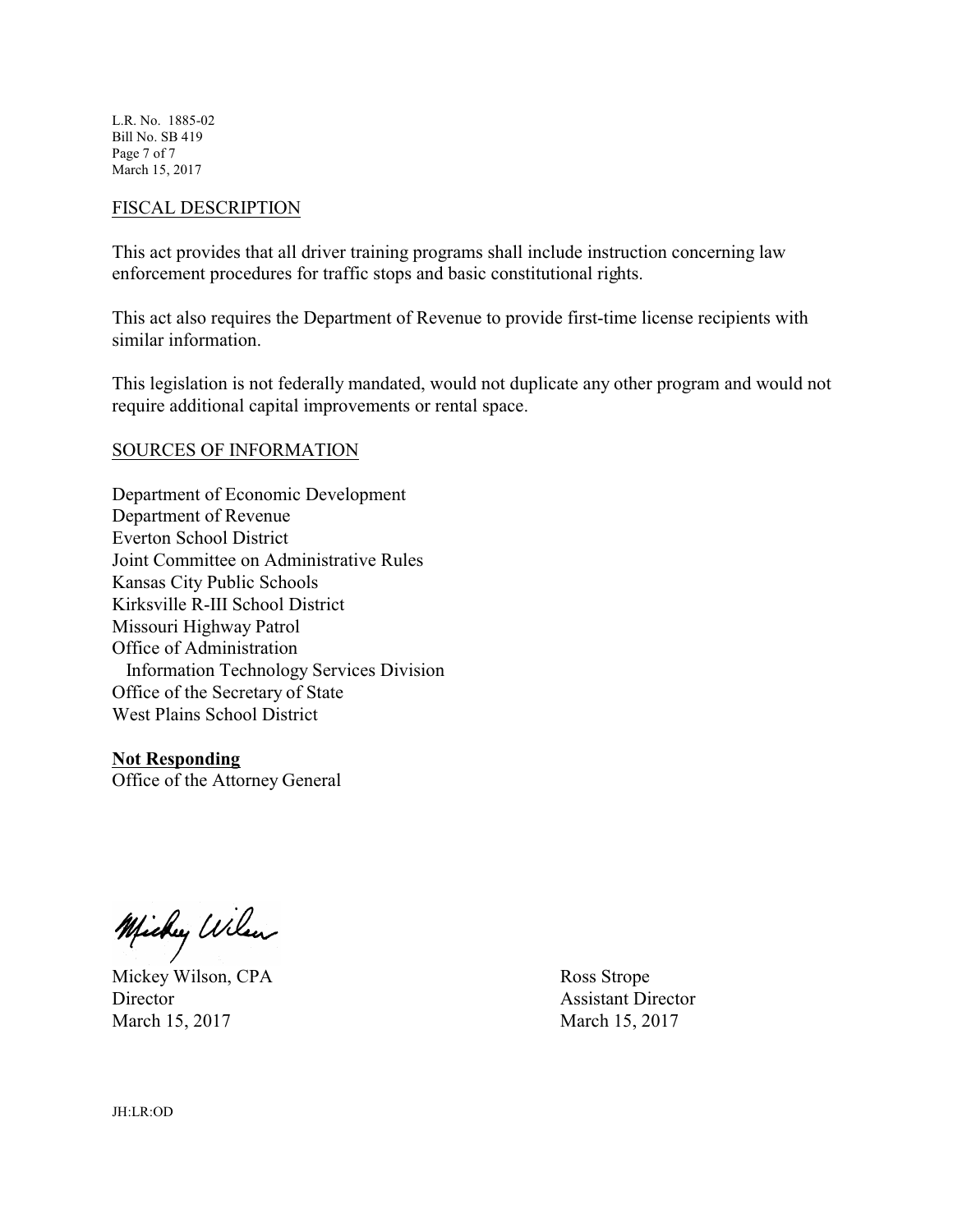## FISCAL DESCRIPTION

This act provides that all driver training programs shall include instruction concerning law enforcement procedures for traffic stops and basic constitutional rights.

This act also requires the Department of Revenue to provide first-time license recipients with similar information.

This legislation is not federally mandated, would not duplicate any other program and would not require additional capital improvements or rental space.

## SOURCES OF INFORMATION

Department of Economic Development
Department of Revenue
Everton School District
Joint Committee on Administrative Rules
Kansas City Public Schools
Kirksville R-III School District
Missouri Highway Patrol
Office of Administration
  Information Technology Services Division
Office of the Secretary of State
West Plains School District

**Not Responding**
Office of the Attorney General

Mickey Wilson, CPA
Director
March 15, 2017

Ross Strope
Assistant Director
March 15, 2017

JH:LR:OD